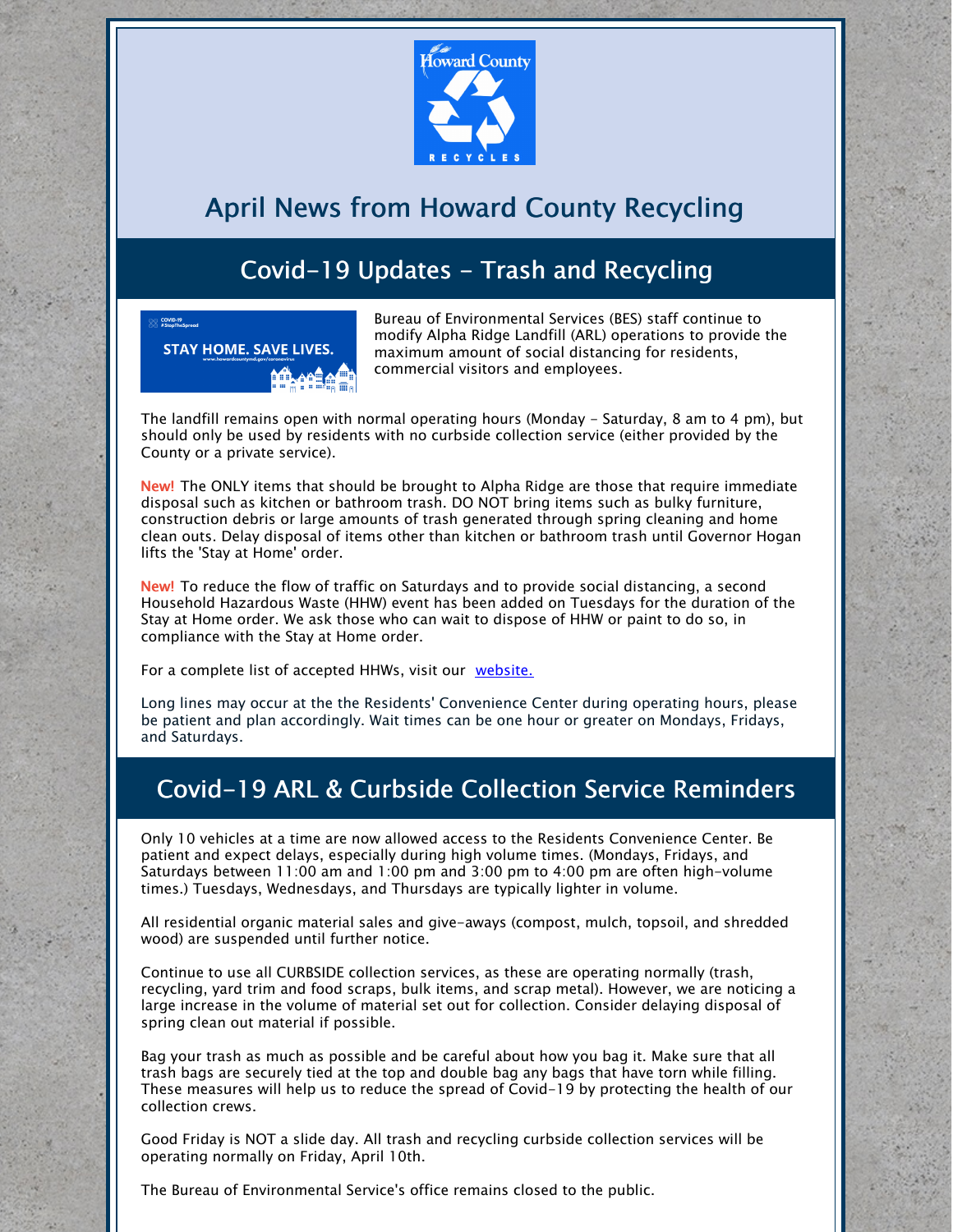# April News from Howard County Recycling

## Covid-19 Updates - Trash and Recycling

Bureau of Environmental Services (BES) staff continue to modify Alpha Ridge Landfill (ARL) operations to provide the maximum amount of social distancing for residents, commercial visitors and employees.

The landfill remains open with normal operating hours (Monday - Saturday, 8 am to 4 pm), but should only be used by residents with no curbside collection service (either provided by the County or a private service).

**New!** The ONLY items that should be brought to Alpha Ridge are those that require immediate disposal such as kitchen or bathroom trash. DO NOT bring items such as bulky furniture, construction debris or large amounts of trash generated through spring cleaning and home clean outs. Delay disposal of items other than kitchen or bathroom trash until Governor Hogan lifts the 'Stay at Home' order.

**New!** To reduce the flow of traffic on Saturdays and to provide social distancing, a second Household Hazardous Waste (HHW) event has been added on Tuesdays for the duration of the Stay at Home order. We ask those who can wait to dispose of HHW or paint to do so, in compliance with the Stay at Home order.

For a complete list of accepted HHWs, visit our website.

Long lines may occur at the the Residents' Convenience Center during operating hours, please be patient and plan accordingly. Wait times can be one hour or greater on Mondays, Fridays, and Saturdays.

## Covid-19 ARL & Curbside Collection Service Reminders

Only 10 vehicles at a time are now allowed access to the Residents Convenience Center. Be patient and expect delays, especially during high volume times. (Mondays, Fridays, and Saturdays between 11:00 am and 1:00 pm and 3:00 pm to 4:00 pm are often high-volume times.) Tuesdays, Wednesdays, and Thursdays are typically lighter in volume.

All residential organic material sales and give-aways (compost, mulch, topsoil, and shredded wood) are suspended until further notice.

Continue to use all CURBSIDE collection services, as these are operating normally (trash, recycling, yard trim and food scraps, bulk items, and scrap metal). However, we are noticing a large increase in the volume of material set out for collection. Consider delaying disposal of spring clean out material if possible.

Bag your trash as much as possible and be careful about how you bag it. Make sure that all trash bags are securely tied at the top and double bag any bags that have torn while filling. These measures will help us to reduce the spread of Covid-19 by protecting the health of our collection crews.

Good Friday is NOT a slide day. All trash and recycling curbside collection services will be operating normally on Friday, April 10th.

The Bureau of Environmental Service's office remains closed to the public.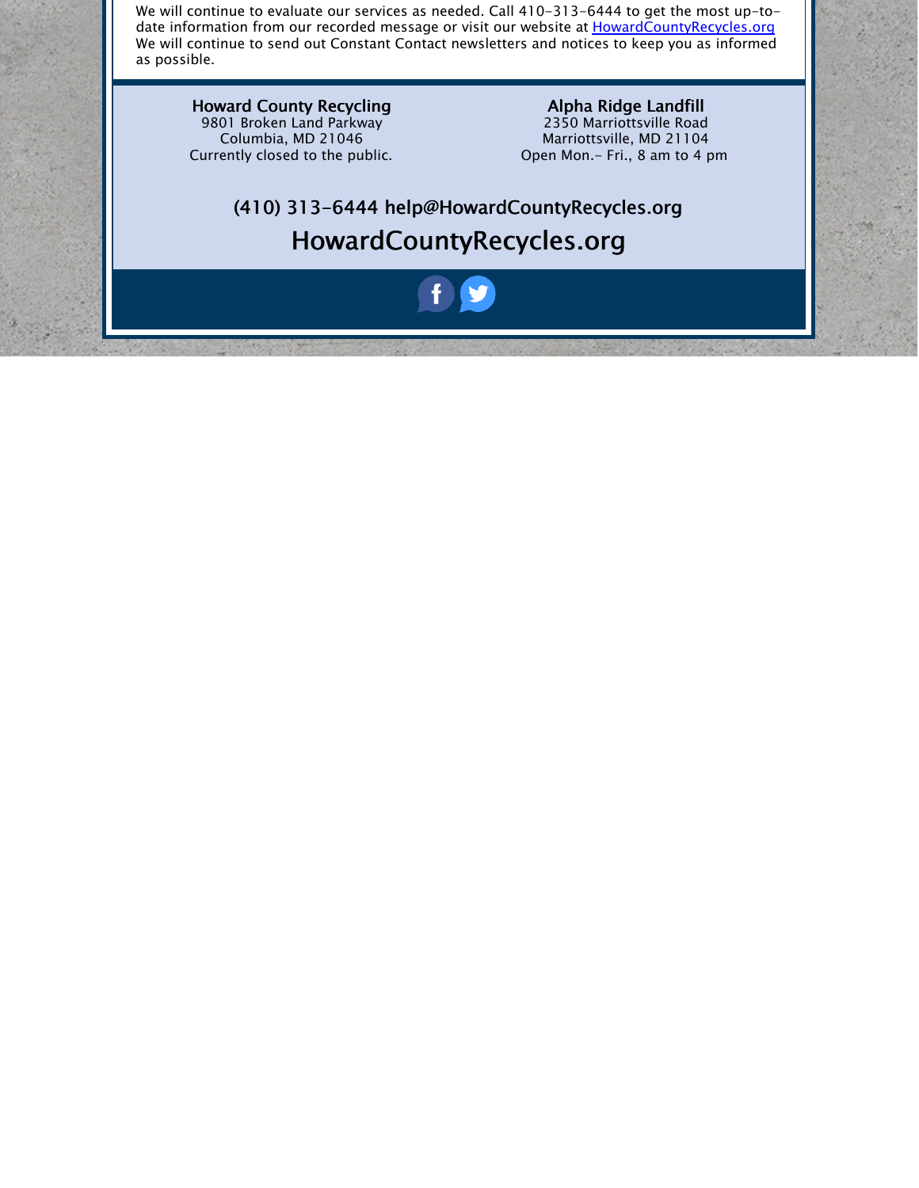We will continue to evaluate our services as needed. Call 410-313-6444 to get the most up-to-date information from our recorded message or visit our website at [HowardCountyRecycles.org](HowardCountyRecycles.org)
We will continue to send out Constant Contact newsletters and notices to keep you as informed as possible.

**Howard County Recycling**
9801 Broken Land Parkway
Columbia, MD 21046
Currently closed to the public.

**Alpha Ridge Landfill**
2350 Marriottsville Road
Marriottsville, MD 21104
Open Mon.- Fri., 8 am to 4 pm

(410) 313-6444 help@HowardCountyRecycles.org

HowardCountyRecycles.org